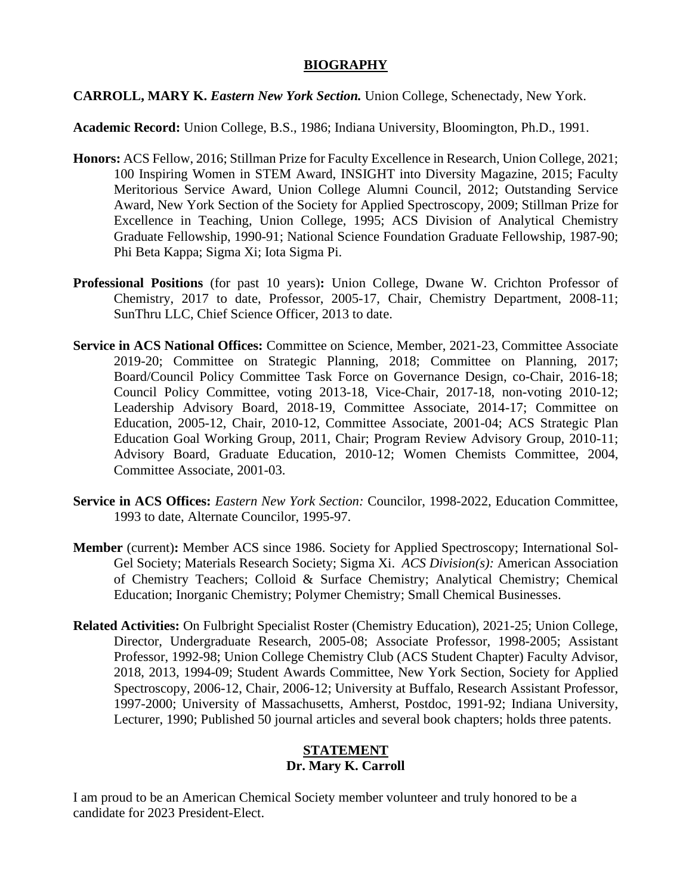## BIOGRAPHY

**CARROLL, MARY K.** ***Eastern New York Section.*** Union College, Schenectady, New York.

**Academic Record:** Union College, B.S., 1986; Indiana University, Bloomington, Ph.D., 1991.

**Honors:** ACS Fellow, 2016; Stillman Prize for Faculty Excellence in Research, Union College, 2021; 100 Inspiring Women in STEM Award, INSIGHT into Diversity Magazine, 2015; Faculty Meritorious Service Award, Union College Alumni Council, 2012; Outstanding Service Award, New York Section of the Society for Applied Spectroscopy, 2009; Stillman Prize for Excellence in Teaching, Union College, 1995; ACS Division of Analytical Chemistry Graduate Fellowship, 1990-91; National Science Foundation Graduate Fellowship, 1987-90; Phi Beta Kappa; Sigma Xi; Iota Sigma Pi.

**Professional Positions** (for past 10 years)**:** Union College, Dwane W. Crichton Professor of Chemistry, 2017 to date, Professor, 2005-17, Chair, Chemistry Department, 2008-11; SunThru LLC, Chief Science Officer, 2013 to date.

**Service in ACS National Offices:** Committee on Science, Member, 2021-23, Committee Associate 2019-20; Committee on Strategic Planning, 2018; Committee on Planning, 2017; Board/Council Policy Committee Task Force on Governance Design, co-Chair, 2016-18; Council Policy Committee, voting 2013-18, Vice-Chair, 2017-18, non-voting 2010-12; Leadership Advisory Board, 2018-19, Committee Associate, 2014-17; Committee on Education, 2005-12, Chair, 2010-12, Committee Associate, 2001-04; ACS Strategic Plan Education Goal Working Group, 2011, Chair; Program Review Advisory Group, 2010-11; Advisory Board, Graduate Education, 2010-12; Women Chemists Committee, 2004, Committee Associate, 2001-03.

**Service in ACS Offices:** *Eastern New York Section:* Councilor, 1998-2022, Education Committee, 1993 to date, Alternate Councilor, 1995-97.

**Member** (current)**:** Member ACS since 1986. Society for Applied Spectroscopy; International Sol-Gel Society; Materials Research Society; Sigma Xi. *ACS Division(s):* American Association of Chemistry Teachers; Colloid & Surface Chemistry; Analytical Chemistry; Chemical Education; Inorganic Chemistry; Polymer Chemistry; Small Chemical Businesses.

**Related Activities:** On Fulbright Specialist Roster (Chemistry Education), 2021-25; Union College, Director, Undergraduate Research, 2005-08; Associate Professor, 1998-2005; Assistant Professor, 1992-98; Union College Chemistry Club (ACS Student Chapter) Faculty Advisor, 2018, 2013, 1994-09; Student Awards Committee, New York Section, Society for Applied Spectroscopy, 2006-12, Chair, 2006-12; University at Buffalo, Research Assistant Professor, 1997-2000; University of Massachusetts, Amherst, Postdoc, 1991-92; Indiana University, Lecturer, 1990; Published 50 journal articles and several book chapters; holds three patents.

## STATEMENT
### Dr. Mary K. Carroll

I am proud to be an American Chemical Society member volunteer and truly honored to be a candidate for 2023 President-Elect.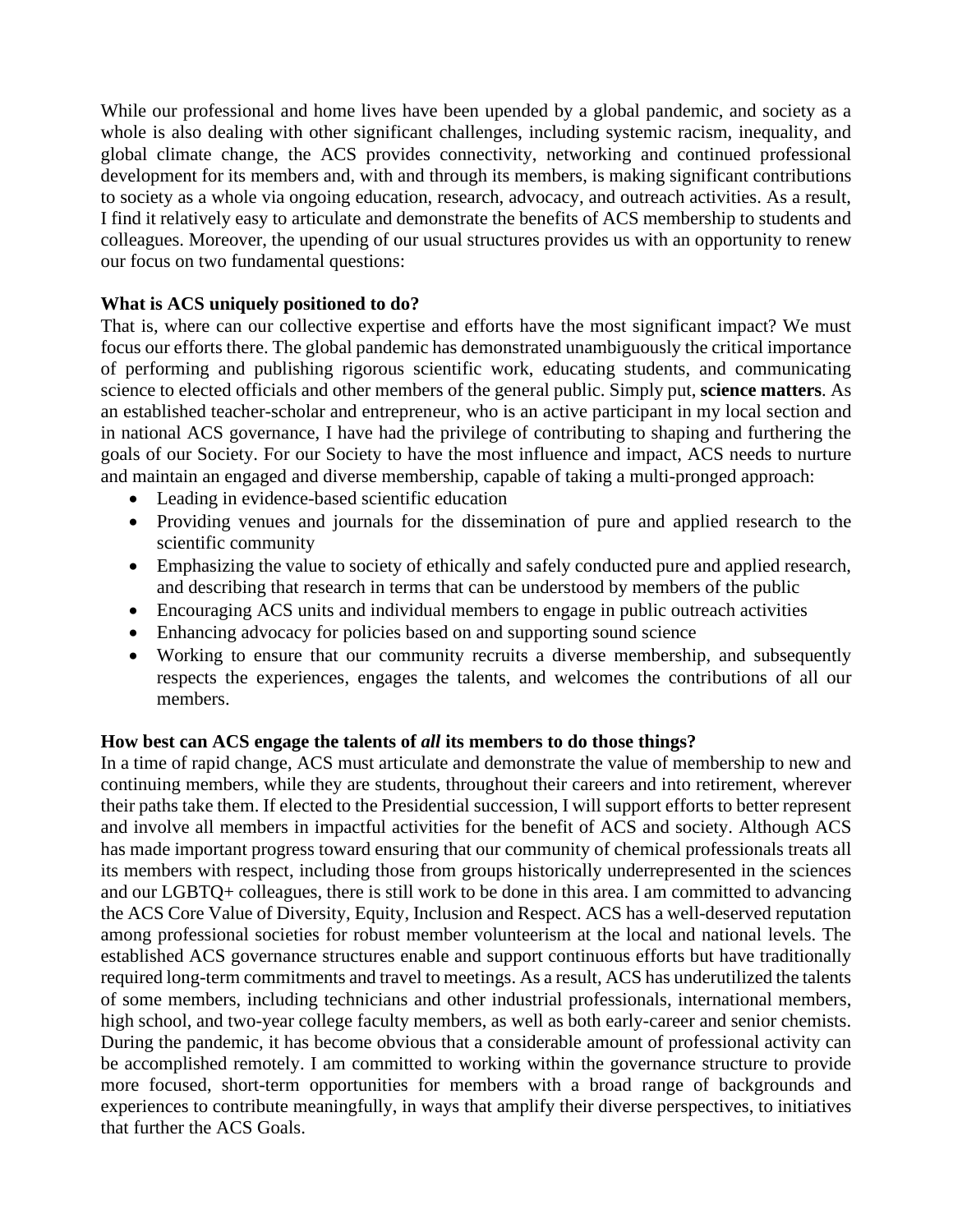While our professional and home lives have been upended by a global pandemic, and society as a whole is also dealing with other significant challenges, including systemic racism, inequality, and global climate change, the ACS provides connectivity, networking and continued professional development for its members and, with and through its members, is making significant contributions to society as a whole via ongoing education, research, advocacy, and outreach activities. As a result, I find it relatively easy to articulate and demonstrate the benefits of ACS membership to students and colleagues. Moreover, the upending of our usual structures provides us with an opportunity to renew our focus on two fundamental questions:

**What is ACS uniquely positioned to do?**

That is, where can our collective expertise and efforts have the most significant impact? We must focus our efforts there. The global pandemic has demonstrated unambiguously the critical importance of performing and publishing rigorous scientific work, educating students, and communicating science to elected officials and other members of the general public. Simply put, **science matters**. As an established teacher-scholar and entrepreneur, who is an active participant in my local section and in national ACS governance, I have had the privilege of contributing to shaping and furthering the goals of our Society. For our Society to have the most influence and impact, ACS needs to nurture and maintain an engaged and diverse membership, capable of taking a multi-pronged approach:

- Leading in evidence-based scientific education
- Providing venues and journals for the dissemination of pure and applied research to the scientific community
- Emphasizing the value to society of ethically and safely conducted pure and applied research, and describing that research in terms that can be understood by members of the public
- Encouraging ACS units and individual members to engage in public outreach activities
- Enhancing advocacy for policies based on and supporting sound science
- Working to ensure that our community recruits a diverse membership, and subsequently respects the experiences, engages the talents, and welcomes the contributions of all our members.

**How best can ACS engage the talents of *all* its members to do those things?**

In a time of rapid change, ACS must articulate and demonstrate the value of membership to new and continuing members, while they are students, throughout their careers and into retirement, wherever their paths take them. If elected to the Presidential succession, I will support efforts to better represent and involve all members in impactful activities for the benefit of ACS and society. Although ACS has made important progress toward ensuring that our community of chemical professionals treats all its members with respect, including those from groups historically underrepresented in the sciences and our LGBTQ+ colleagues, there is still work to be done in this area. I am committed to advancing the ACS Core Value of Diversity, Equity, Inclusion and Respect. ACS has a well-deserved reputation among professional societies for robust member volunteerism at the local and national levels. The established ACS governance structures enable and support continuous efforts but have traditionally required long-term commitments and travel to meetings. As a result, ACS has underutilized the talents of some members, including technicians and other industrial professionals, international members, high school, and two-year college faculty members, as well as both early-career and senior chemists. During the pandemic, it has become obvious that a considerable amount of professional activity can be accomplished remotely. I am committed to working within the governance structure to provide more focused, short-term opportunities for members with a broad range of backgrounds and experiences to contribute meaningfully, in ways that amplify their diverse perspectives, to initiatives that further the ACS Goals.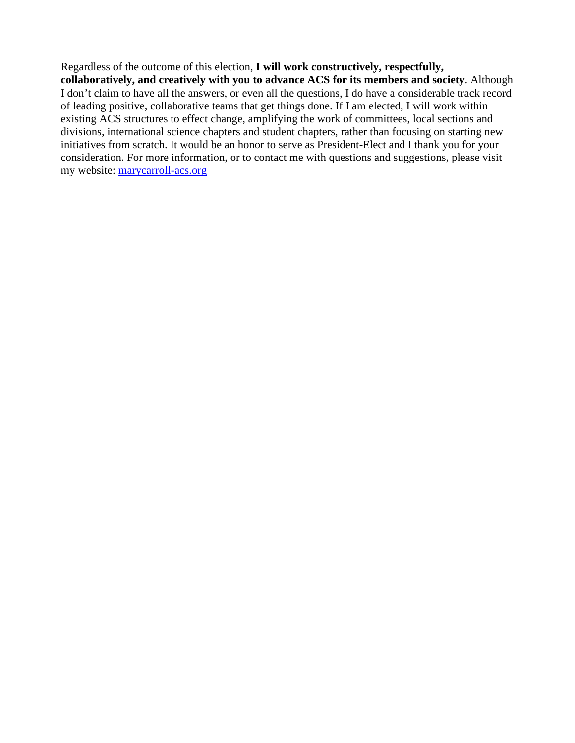Regardless of the outcome of this election, **I will work constructively, respectfully, collaboratively, and creatively with you to advance ACS for its members and society**. Although I don't claim to have all the answers, or even all the questions, I do have a considerable track record of leading positive, collaborative teams that get things done. If I am elected, I will work within existing ACS structures to effect change, amplifying the work of committees, local sections and divisions, international science chapters and student chapters, rather than focusing on starting new initiatives from scratch. It would be an honor to serve as President-Elect and I thank you for your consideration. For more information, or to contact me with questions and suggestions, please visit my website: [marycarroll-acs.org](marycarroll-acs.org)